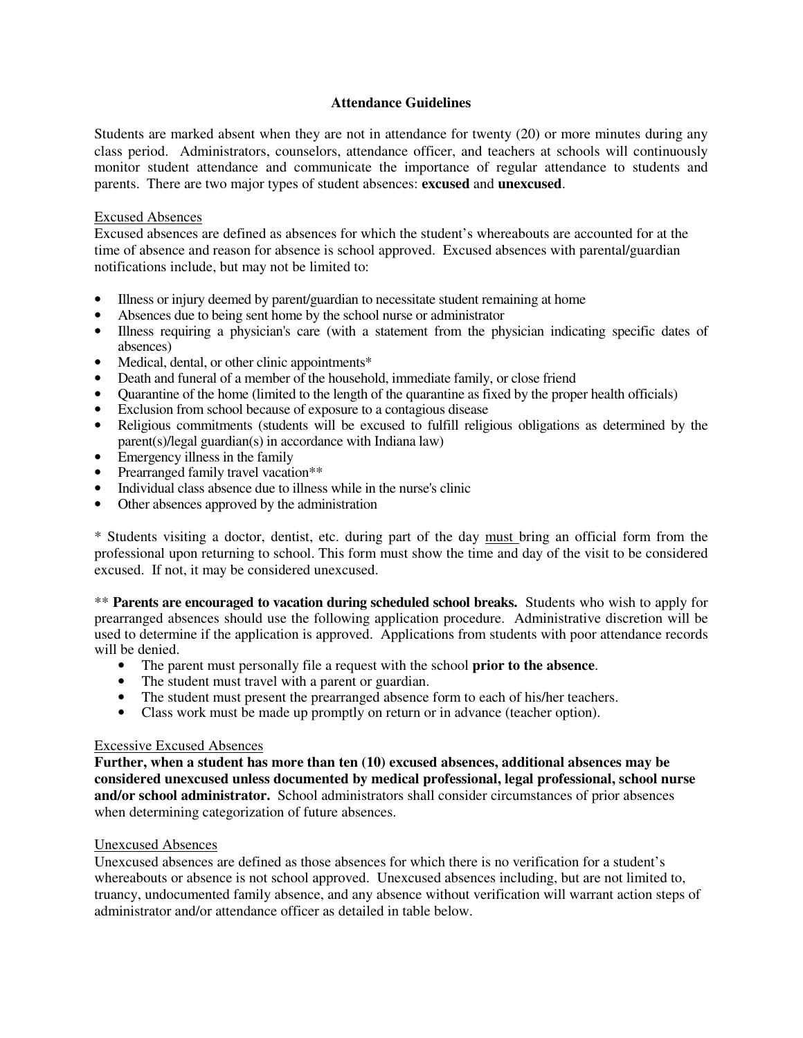# Attendance Guidelines

Students are marked absent when they are not in attendance for twenty (20) or more minutes during any class period. Administrators, counselors, attendance officer, and teachers at schools will continuously monitor student attendance and communicate the importance of regular attendance to students and parents. There are two major types of student absences: **excused** and **unexcused**.

## Excused Absences

Excused absences are defined as absences for which the student's whereabouts are accounted for at the time of absence and reason for absence is school approved. Excused absences with parental/guardian notifications include, but may not be limited to:

- Illness or injury deemed by parent/guardian to necessitate student remaining at home
- Absences due to being sent home by the school nurse or administrator
- Illness requiring a physician's care (with a statement from the physician indicating specific dates of absences)
- Medical, dental, or other clinic appointments*
- Death and funeral of a member of the household, immediate family, or close friend
- Quarantine of the home (limited to the length of the quarantine as fixed by the proper health officials)
- Exclusion from school because of exposure to a contagious disease
- Religious commitments (students will be excused to fulfill religious obligations as determined by the parent(s)/legal guardian(s) in accordance with Indiana law)
- Emergency illness in the family
- Prearranged family travel vacation**
- Individual class absence due to illness while in the nurse's clinic
- Other absences approved by the administration

* Students visiting a doctor, dentist, etc. during part of the day <u>must</u> bring an official form from the professional upon returning to school. This form must show the time and day of the visit to be considered excused. If not, it may be considered unexcused.

** **Parents are encouraged to vacation during scheduled school breaks.** Students who wish to apply for prearranged absences should use the following application procedure. Administrative discretion will be used to determine if the application is approved. Applications from students with poor attendance records will be denied.

- The parent must personally file a request with the school **prior to the absence**.
- The student must travel with a parent or guardian.
- The student must present the prearranged absence form to each of his/her teachers.
- Class work must be made up promptly on return or in advance (teacher option).

## Excessive Excused Absences

**Further, when a student has more than ten (10) excused absences, additional absences may be considered unexcused unless documented by medical professional, legal professional, school nurse and/or school administrator.** School administrators shall consider circumstances of prior absences when determining categorization of future absences.

## Unexcused Absences

Unexcused absences are defined as those absences for which there is no verification for a student's whereabouts or absence is not school approved. Unexcused absences including, but are not limited to, truancy, undocumented family absence, and any absence without verification will warrant action steps of administrator and/or attendance officer as detailed in table below.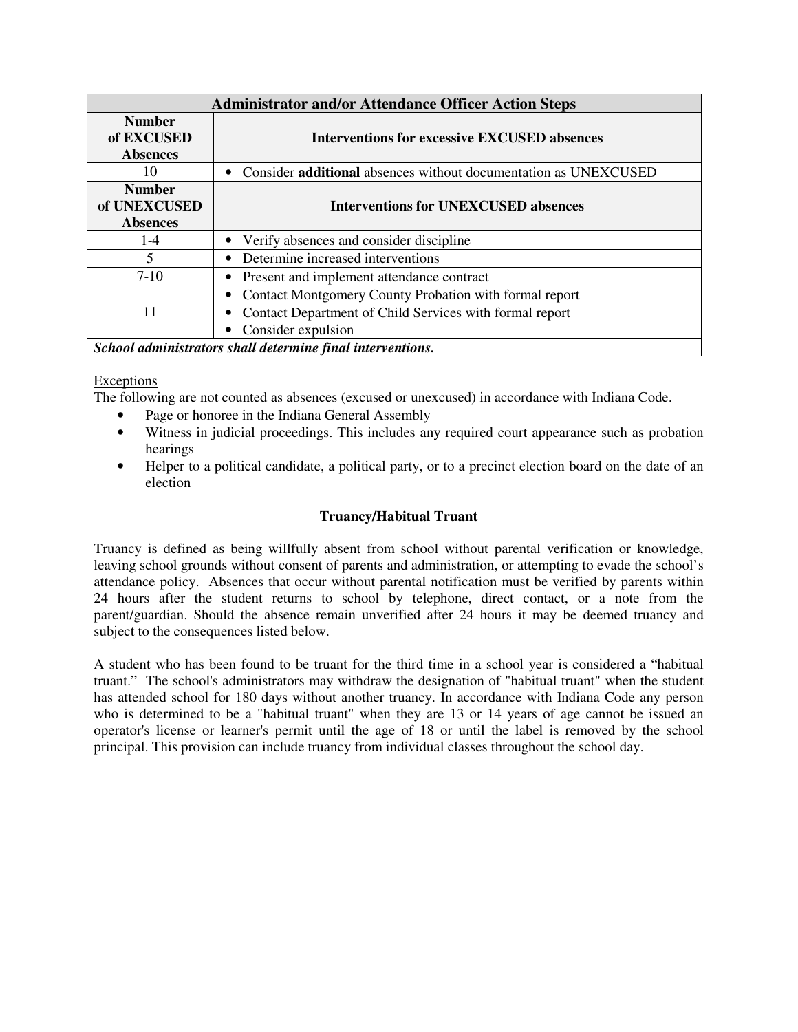| Administrator and/or Attendance Officer Action Steps | |
|---|---|
| **Number of EXCUSED Absences** | **Interventions for excessive EXCUSED absences** |
| 10 | • Consider **additional** absences without documentation as UNEXCUSED |
| **Number of UNEXCUSED Absences** | **Interventions for UNEXCUSED absences** |
| 1-4 | • Verify absences and consider discipline |
| 5 | • Determine increased interventions |
| 7-10 | • Present and implement attendance contract |
| 11 | • Contact Montgomery County Probation with formal report<br>• Contact Department of Child Services with formal report<br>• Consider expulsion |
| ***School administrators shall determine final interventions.*** | |

Exceptions

The following are not counted as absences (excused or unexcused) in accordance with Indiana Code.

- Page or honoree in the Indiana General Assembly
- Witness in judicial proceedings. This includes any required court appearance such as probation hearings
- Helper to a political candidate, a political party, or to a precinct election board on the date of an election

### Truancy/Habitual Truant

Truancy is defined as being willfully absent from school without parental verification or knowledge, leaving school grounds without consent of parents and administration, or attempting to evade the school's attendance policy. Absences that occur without parental notification must be verified by parents within 24 hours after the student returns to school by telephone, direct contact, or a note from the parent/guardian. Should the absence remain unverified after 24 hours it may be deemed truancy and subject to the consequences listed below.

A student who has been found to be truant for the third time in a school year is considered a "habitual truant." The school's administrators may withdraw the designation of "habitual truant" when the student has attended school for 180 days without another truancy. In accordance with Indiana Code any person who is determined to be a "habitual truant" when they are 13 or 14 years of age cannot be issued an operator's license or learner's permit until the age of 18 or until the label is removed by the school principal. This provision can include truancy from individual classes throughout the school day.